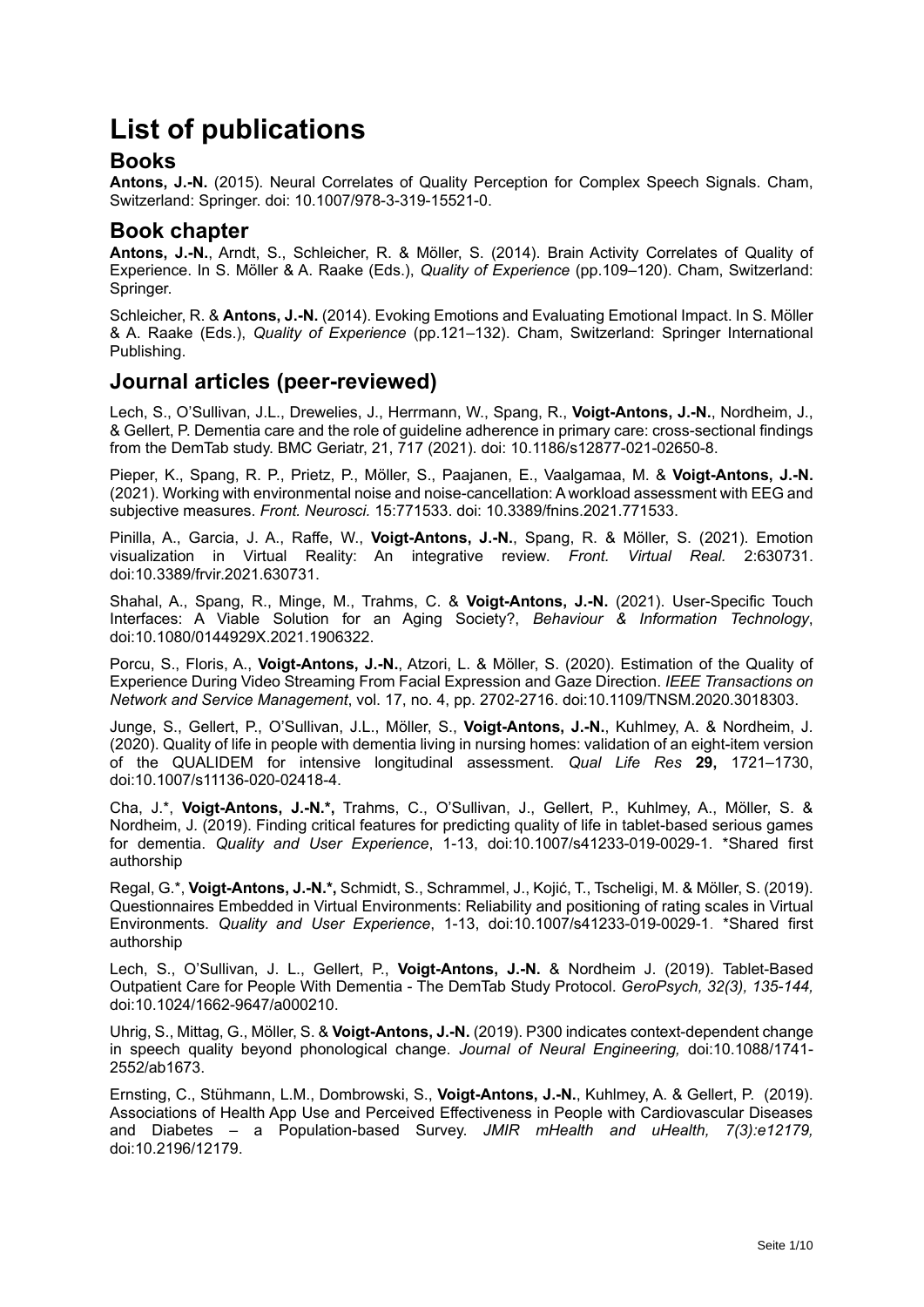# List of publications

## Books

**Antons, J.-N.** (2015). Neural Correlates of Quality Perception for Complex Speech Signals. Cham, Switzerland: Springer. doi: 10.1007/978-3-319-15521-0.

## Book chapter

**Antons, J.-N.**, Arndt, S., Schleicher, R. & Möller, S. (2014). Brain Activity Correlates of Quality of Experience. In S. Möller & A. Raake (Eds.), *Quality of Experience* (pp.109–120). Cham, Switzerland: Springer.

Schleicher, R. & **Antons, J.-N.** (2014). Evoking Emotions and Evaluating Emotional Impact. In S. Möller & A. Raake (Eds.), *Quality of Experience* (pp.121–132). Cham, Switzerland: Springer International Publishing.

## Journal articles (peer-reviewed)

Lech, S., O'Sullivan, J.L., Drewelies, J., Herrmann, W., Spang, R., **Voigt-Antons, J.-N.**, Nordheim, J., & Gellert, P. Dementia care and the role of guideline adherence in primary care: cross-sectional findings from the DemTab study. BMC Geriatr, 21, 717 (2021). doi: 10.1186/s12877-021-02650-8.

Pieper, K., Spang, R. P., Prietz, P., Möller, S., Paajanen, E., Vaalgamaa, M. & **Voigt-Antons, J.-N.** (2021). Working with environmental noise and noise-cancellation: A workload assessment with EEG and subjective measures. *Front. Neurosci.* 15:771533. doi: 10.3389/fnins.2021.771533.

Pinilla, A., Garcia, J. A., Raffe, W., **Voigt-Antons, J.-N.**, Spang, R. & Möller, S. (2021). Emotion visualization in Virtual Reality: An integrative review. *Front. Virtual Real.* 2:630731. doi:10.3389/frvir.2021.630731.

Shahal, A., Spang, R., Minge, M., Trahms, C. & **Voigt-Antons, J.-N.** (2021). User-Specific Touch Interfaces: A Viable Solution for an Aging Society?, *Behaviour & Information Technology*, doi:10.1080/0144929X.2021.1906322.

Porcu, S., Floris, A., **Voigt-Antons, J.-N.**, Atzori, L. & Möller, S. (2020). Estimation of the Quality of Experience During Video Streaming From Facial Expression and Gaze Direction. *IEEE Transactions on Network and Service Management*, vol. 17, no. 4, pp. 2702-2716. doi:10.1109/TNSM.2020.3018303.

Junge, S., Gellert, P., O'Sullivan, J.L., Möller, S., **Voigt-Antons, J.-N.**, Kuhlmey, A. & Nordheim, J. (2020). Quality of life in people with dementia living in nursing homes: validation of an eight-item version of the QUALIDEM for intensive longitudinal assessment. *Qual Life Res* **29,** 1721–1730, doi:10.1007/s11136-020-02418-4.

Cha, J.*, **Voigt-Antons, J.-N.*,** Trahms, C., O'Sullivan, J., Gellert, P., Kuhlmey, A., Möller, S. & Nordheim, J. (2019). Finding critical features for predicting quality of life in tablet-based serious games for dementia. *Quality and User Experience*, 1-13, doi:10.1007/s41233-019-0029-1. *Shared first authorship

Regal, G.*, **Voigt-Antons, J.-N.*,** Schmidt, S., Schrammel, J., Kojić, T., Tscheligi, M. & Möller, S. (2019). Questionnaires Embedded in Virtual Environments: Reliability and positioning of rating scales in Virtual Environments. *Quality and User Experience*, 1-13, doi:10.1007/s41233-019-0029-1. *Shared first authorship

Lech, S., O'Sullivan, J. L., Gellert, P., **Voigt-Antons, J.-N.** & Nordheim J. (2019). Tablet-Based Outpatient Care for People With Dementia - The DemTab Study Protocol. *GeroPsych, 32(3), 135-144,* doi:10.1024/1662-9647/a000210.

Uhrig, S., Mittag, G., Möller, S. & **Voigt-Antons, J.-N.** (2019). P300 indicates context-dependent change in speech quality beyond phonological change. *Journal of Neural Engineering,* doi:10.1088/1741-2552/ab1673.

Ernsting, C., Stühmann, L.M., Dombrowski, S., **Voigt-Antons, J.-N.**, Kuhlmey, A. & Gellert, P. (2019). Associations of Health App Use and Perceived Effectiveness in People with Cardiovascular Diseases and Diabetes – a Population-based Survey. *JMIR mHealth and uHealth, 7(3):e12179,* doi:10.2196/12179.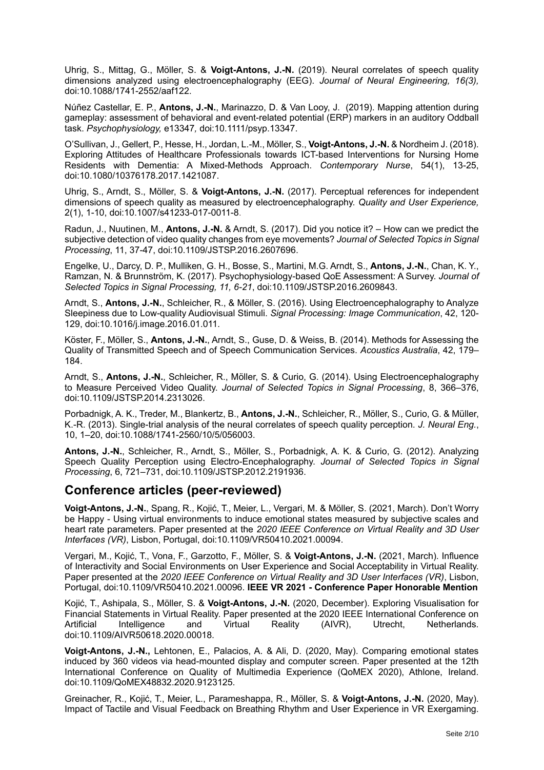Uhrig, S., Mittag, G., Möller, S. & **Voigt-Antons, J.-N.** (2019). Neural correlates of speech quality dimensions analyzed using electroencephalography (EEG). *Journal of Neural Engineering, 16(3),* doi:10.1088/1741-2552/aaf122.

Núñez Castellar, E. P., **Antons, J.-N.**, Marinazzo, D. & Van Looy, J. (2019). Mapping attention during gameplay: assessment of behavioral and event-related potential (ERP) markers in an auditory Oddball task. *Psychophysiology,* e13347*,* doi:10.1111/psyp.13347.

O'Sullivan, J., Gellert, P., Hesse, H., Jordan, L.-M., Möller, S., **Voigt-Antons, J.-N.** & Nordheim J. (2018). Exploring Attitudes of Healthcare Professionals towards ICT-based Interventions for Nursing Home Residents with Dementia: A Mixed-Methods Approach. *Contemporary Nurse*, 54(1), 13-25, doi:10.1080/10376178.2017.1421087.

Uhrig, S., Arndt, S., Möller, S. & **Voigt-Antons, J.-N.** (2017). Perceptual references for independent dimensions of speech quality as measured by electroencephalography. *Quality and User Experience,* 2(1), 1-10, doi:10.1007/s41233-017-0011-8.

Radun, J., Nuutinen, M., **Antons, J.-N.** & Arndt, S. (2017). Did you notice it? – How can we predict the subjective detection of video quality changes from eye movements? *Journal of Selected Topics in Signal Processing*, 11, 37-47, doi:10.1109/JSTSP.2016.2607696.

Engelke, U., Darcy, D. P., Mulliken, G. H., Bosse, S., Martini, M.G. Arndt, S., **Antons, J.-N.**, Chan, K. Y., Ramzan, N. & Brunnström, K. (2017). Psychophysiology-based QoE Assessment: A Survey. *Journal of Selected Topics in Signal Processing, 11, 6-21*, doi:10.1109/JSTSP.2016.2609843.

Arndt, S., **Antons, J.-N.**, Schleicher, R., & Möller, S. (2016). Using Electroencephalography to Analyze Sleepiness due to Low-quality Audiovisual Stimuli. *Signal Processing: Image Communication*, 42, 120-129, doi:10.1016/j.image.2016.01.011.

Köster, F., Möller, S., **Antons, J.-N.**, Arndt, S., Guse, D. & Weiss, B. (2014). Methods for Assessing the Quality of Transmitted Speech and of Speech Communication Services. *Acoustics Australia*, 42, 179–184.

Arndt, S., **Antons, J.-N.**, Schleicher, R., Möller, S. & Curio, G. (2014). Using Electroencephalography to Measure Perceived Video Quality. *Journal of Selected Topics in Signal Processing*, 8, 366–376, doi:10.1109/JSTSP.2014.2313026.

Porbadnigk, A. K., Treder, M., Blankertz, B., **Antons, J.-N.**, Schleicher, R., Möller, S., Curio, G. & Müller, K.-R. (2013). Single-trial analysis of the neural correlates of speech quality perception. *J. Neural Eng.*, 10, 1–20, doi:10.1088/1741-2560/10/5/056003.

**Antons, J.-N.**, Schleicher, R., Arndt, S., Möller, S., Porbadnigk, A. K. & Curio, G. (2012). Analyzing Speech Quality Perception using Electro-Encephalography. *Journal of Selected Topics in Signal Processing*, 6, 721–731, doi:10.1109/JSTSP.2012.2191936.

## Conference articles (peer-reviewed)

**Voigt-Antons, J.-N.**, Spang, R., Kojić, T., Meier, L., Vergari, M. & Möller, S. (2021, March). Don't Worry be Happy - Using virtual environments to induce emotional states measured by subjective scales and heart rate parameters. Paper presented at the *2020 IEEE Conference on Virtual Reality and 3D User Interfaces (VR)*, Lisbon, Portugal, doi:10.1109/VR50410.2021.00094.

Vergari, M., Kojić, T., Vona, F., Garzotto, F., Möller, S. & **Voigt-Antons, J.-N.** (2021, March). Influence of Interactivity and Social Environments on User Experience and Social Acceptability in Virtual Reality. Paper presented at the *2020 IEEE Conference on Virtual Reality and 3D User Interfaces (VR)*, Lisbon, Portugal, doi:10.1109/VR50410.2021.00096. **IEEE VR 2021 - Conference Paper Honorable Mention**

Kojić, T., Ashipala, S., Möller, S. & **Voigt-Antons, J.-N.** (2020, December). Exploring Visualisation for Financial Statements in Virtual Reality. Paper presented at the 2020 IEEE International Conference on Artificial Intelligence and Virtual Reality (AIVR), Utrecht, Netherlands. doi:10.1109/AIVR50618.2020.00018.

**Voigt-Antons, J.-N.,** Lehtonen, E., Palacios, A. & Ali, D. (2020, May). Comparing emotional states induced by 360 videos via head-mounted display and computer screen. Paper presented at the 12th International Conference on Quality of Multimedia Experience (QoMEX 2020), Athlone, Ireland. doi:10.1109/QoMEX48832.2020.9123125.

Greinacher, R., Kojić, T., Meier, L., Parameshappa, R., Möller, S. & **Voigt-Antons, J.-N.** (2020, May). Impact of Tactile and Visual Feedback on Breathing Rhythm and User Experience in VR Exergaming.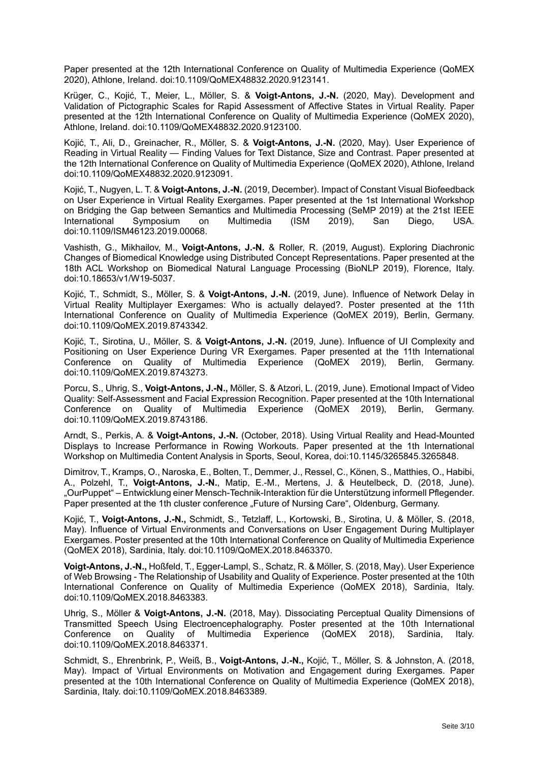Paper presented at the 12th International Conference on Quality of Multimedia Experience (QoMEX 2020), Athlone, Ireland. doi:10.1109/QoMEX48832.2020.9123141.

Krüger, C., Kojić, T., Meier, L., Möller, S. & **Voigt-Antons, J.-N.** (2020, May). Development and Validation of Pictographic Scales for Rapid Assessment of Affective States in Virtual Reality. Paper presented at the 12th International Conference on Quality of Multimedia Experience (QoMEX 2020), Athlone, Ireland. doi:10.1109/QoMEX48832.2020.9123100.

Kojić, T., Ali, D., Greinacher, R., Möller, S. & **Voigt-Antons, J.-N.** (2020, May). User Experience of Reading in Virtual Reality — Finding Values for Text Distance, Size and Contrast. Paper presented at the 12th International Conference on Quality of Multimedia Experience (QoMEX 2020), Athlone, Ireland doi:10.1109/QoMEX48832.2020.9123091.

Kojić, T., Nugyen, L. T. & **Voigt-Antons, J.-N.** (2019, December). Impact of Constant Visual Biofeedback on User Experience in Virtual Reality Exergames. Paper presented at the 1st International Workshop on Bridging the Gap between Semantics and Multimedia Processing (SeMP 2019) at the 21st IEEE International Symposium on Multimedia (ISM 2019), San Diego, USA. doi:10.1109/ISM46123.2019.00068.

Vashisth, G., Mikhailov, M., **Voigt-Antons, J.-N.** & Roller, R. (2019, August). Exploring Diachronic Changes of Biomedical Knowledge using Distributed Concept Representations. Paper presented at the 18th ACL Workshop on Biomedical Natural Language Processing (BioNLP 2019), Florence, Italy. doi:10.18653/v1/W19-5037.

Kojić, T., Schmidt, S., Möller, S. & **Voigt-Antons, J.-N.** (2019, June). Influence of Network Delay in Virtual Reality Multiplayer Exergames: Who is actually delayed?. Poster presented at the 11th International Conference on Quality of Multimedia Experience (QoMEX 2019), Berlin, Germany. doi:10.1109/QoMEX.2019.8743342.

Kojić, T., Sirotina, U., Möller, S. & **Voigt-Antons, J.-N.** (2019, June). Influence of UI Complexity and Positioning on User Experience During VR Exergames. Paper presented at the 11th International Conference on Quality of Multimedia Experience (QoMEX 2019), Berlin, Germany. doi:10.1109/QoMEX.2019.8743273.

Porcu, S., Uhrig, S., **Voigt-Antons, J.-N.,** Möller, S. & Atzori, L. (2019, June). Emotional Impact of Video Quality: Self-Assessment and Facial Expression Recognition. Paper presented at the 10th International Conference on Quality of Multimedia Experience (QoMEX 2019), Berlin, Germany. doi:10.1109/QoMEX.2019.8743186.

Arndt, S., Perkis, A. & **Voigt-Antons, J.-N.** (October, 2018). Using Virtual Reality and Head-Mounted Displays to Increase Performance in Rowing Workouts. Paper presented at the 1th International Workshop on Multimedia Content Analysis in Sports, Seoul, Korea, doi:10.1145/3265845.3265848.

Dimitrov, T., Kramps, O., Naroska, E., Bolten, T., Demmer, J., Ressel, C., Könen, S., Matthies, O., Habibi, A., Polzehl, T., **Voigt-Antons, J.-N.**, Matip, E.-M., Mertens, J. & Heutelbeck, D. (2018, June). „OurPuppet" – Entwicklung einer Mensch-Technik-Interaktion für die Unterstützung informell Pflegender. Paper presented at the 1th cluster conference „Future of Nursing Care", Oldenburg, Germany.

Kojić, T., **Voigt-Antons, J.-N.,** Schmidt, S., Tetzlaff, L., Kortowski, B., Sirotina, U. & Möller, S. (2018, May). Influence of Virtual Environments and Conversations on User Engagement During Multiplayer Exergames. Poster presented at the 10th International Conference on Quality of Multimedia Experience (QoMEX 2018), Sardinia, Italy. doi:10.1109/QoMEX.2018.8463370.

**Voigt-Antons, J.-N.,** Hoßfeld, T., Egger-Lampl, S., Schatz, R. & Möller, S. (2018, May). User Experience of Web Browsing - The Relationship of Usability and Quality of Experience. Poster presented at the 10th International Conference on Quality of Multimedia Experience (QoMEX 2018), Sardinia, Italy. doi:10.1109/QoMEX.2018.8463383.

Uhrig, S., Möller & **Voigt-Antons, J.-N.** (2018, May). Dissociating Perceptual Quality Dimensions of Transmitted Speech Using Electroencephalography. Poster presented at the 10th International Conference on Quality of Multimedia Experience (QoMEX 2018), Sardinia, Italy. doi:10.1109/QoMEX.2018.8463371.

Schmidt, S., Ehrenbrink, P., Weiß, B., **Voigt-Antons, J.-N.,** Kojić, T., Möller, S. & Johnston, A. (2018, May). Impact of Virtual Environments on Motivation and Engagement during Exergames. Paper presented at the 10th International Conference on Quality of Multimedia Experience (QoMEX 2018), Sardinia, Italy. doi:10.1109/QoMEX.2018.8463389.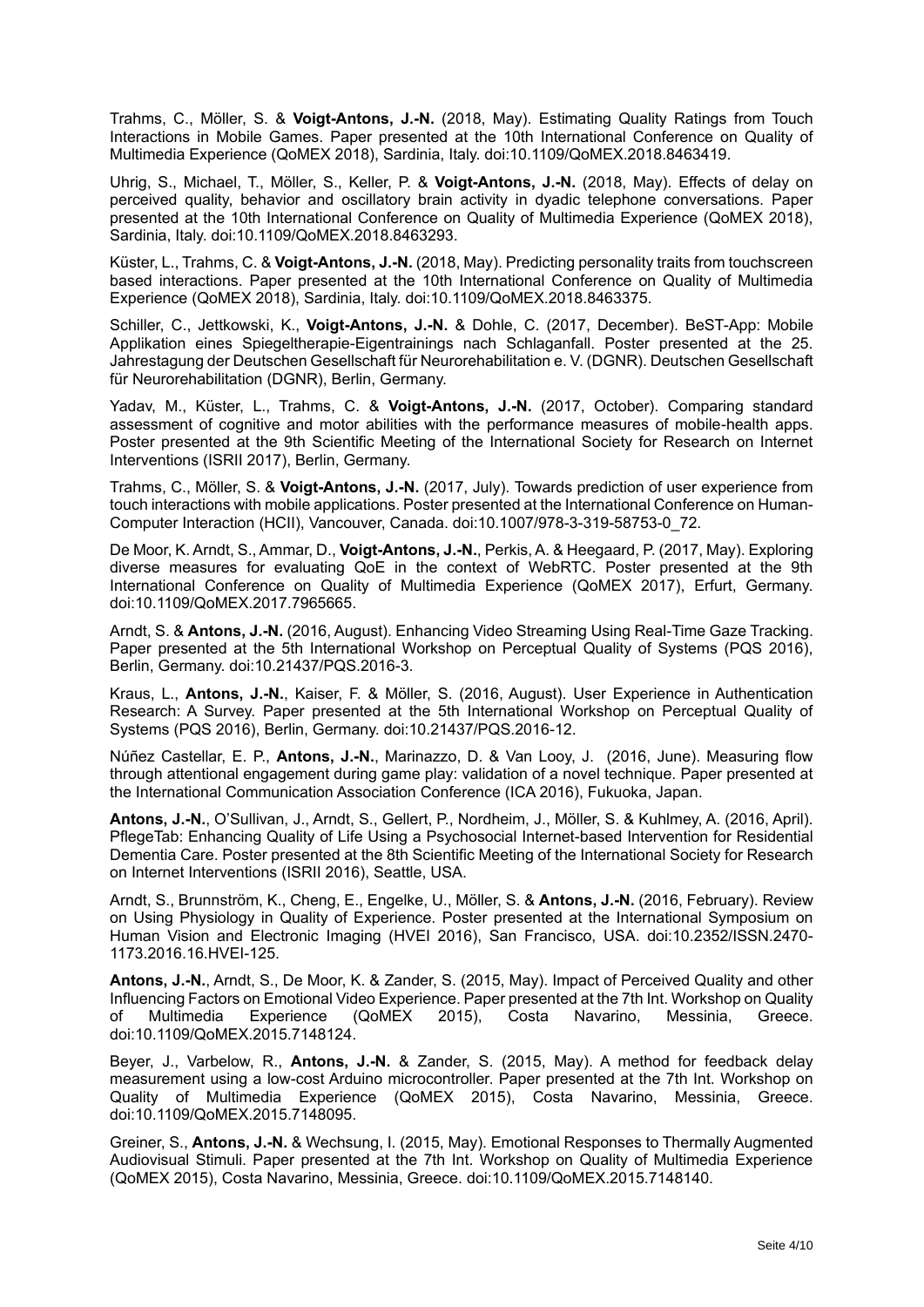Trahms, C., Möller, S. & **Voigt-Antons, J.-N.** (2018, May). Estimating Quality Ratings from Touch Interactions in Mobile Games. Paper presented at the 10th International Conference on Quality of Multimedia Experience (QoMEX 2018), Sardinia, Italy. doi:10.1109/QoMEX.2018.8463419.

Uhrig, S., Michael, T., Möller, S., Keller, P. & **Voigt-Antons, J.-N.** (2018, May). Effects of delay on perceived quality, behavior and oscillatory brain activity in dyadic telephone conversations. Paper presented at the 10th International Conference on Quality of Multimedia Experience (QoMEX 2018), Sardinia, Italy. doi:10.1109/QoMEX.2018.8463293.

Küster, L., Trahms, C. & **Voigt-Antons, J.-N.** (2018, May). Predicting personality traits from touchscreen based interactions. Paper presented at the 10th International Conference on Quality of Multimedia Experience (QoMEX 2018), Sardinia, Italy. doi:10.1109/QoMEX.2018.8463375.

Schiller, C., Jettkowski, K., **Voigt-Antons, J.-N.** & Dohle, C. (2017, December). BeST-App: Mobile Applikation eines Spiegeltherapie-Eigentrainings nach Schlaganfall. Poster presented at the 25. Jahrestagung der Deutschen Gesellschaft für Neurorehabilitation e. V. (DGNR). Deutschen Gesellschaft für Neurorehabilitation (DGNR), Berlin, Germany.

Yadav, M., Küster, L., Trahms, C. & **Voigt-Antons, J.-N.** (2017, October). Comparing standard assessment of cognitive and motor abilities with the performance measures of mobile-health apps. Poster presented at the 9th Scientific Meeting of the International Society for Research on Internet Interventions (ISRII 2017), Berlin, Germany.

Trahms, C., Möller, S. & **Voigt-Antons, J.-N.** (2017, July). Towards prediction of user experience from touch interactions with mobile applications. Poster presented at the International Conference on Human-Computer Interaction (HCII), Vancouver, Canada. doi:10.1007/978-3-319-58753-0_72.

De Moor, K. Arndt, S., Ammar, D., **Voigt-Antons, J.-N.**, Perkis, A. & Heegaard, P. (2017, May). Exploring diverse measures for evaluating QoE in the context of WebRTC. Poster presented at the 9th International Conference on Quality of Multimedia Experience (QoMEX 2017), Erfurt, Germany. doi:10.1109/QoMEX.2017.7965665.

Arndt, S. & **Antons, J.-N.** (2016, August). Enhancing Video Streaming Using Real-Time Gaze Tracking. Paper presented at the 5th International Workshop on Perceptual Quality of Systems (PQS 2016), Berlin, Germany. doi:10.21437/PQS.2016-3.

Kraus, L., **Antons, J.-N.**, Kaiser, F. & Möller, S. (2016, August). User Experience in Authentication Research: A Survey. Paper presented at the 5th International Workshop on Perceptual Quality of Systems (PQS 2016), Berlin, Germany. doi:10.21437/PQS.2016-12.

Núñez Castellar, E. P., **Antons, J.-N.**, Marinazzo, D. & Van Looy, J. (2016, June). Measuring flow through attentional engagement during game play: validation of a novel technique. Paper presented at the International Communication Association Conference (ICA 2016), Fukuoka, Japan.

**Antons, J.-N.**, O'Sullivan, J., Arndt, S., Gellert, P., Nordheim, J., Möller, S. & Kuhlmey, A. (2016, April). PflegeTab: Enhancing Quality of Life Using a Psychosocial Internet-based Intervention for Residential Dementia Care. Poster presented at the 8th Scientific Meeting of the International Society for Research on Internet Interventions (ISRII 2016), Seattle, USA.

Arndt, S., Brunnström, K., Cheng, E., Engelke, U., Möller, S. & **Antons, J.-N.** (2016, February). Review on Using Physiology in Quality of Experience. Poster presented at the International Symposium on Human Vision and Electronic Imaging (HVEI 2016), San Francisco, USA. doi:10.2352/ISSN.2470-1173.2016.16.HVEI-125.

**Antons, J.-N.**, Arndt, S., De Moor, K. & Zander, S. (2015, May). Impact of Perceived Quality and other Influencing Factors on Emotional Video Experience. Paper presented at the 7th Int. Workshop on Quality of Multimedia Experience (QoMEX 2015), Costa Navarino, Messinia, Greece. doi:10.1109/QoMEX.2015.7148124.

Beyer, J., Varbelow, R., **Antons, J.-N.** & Zander, S. (2015, May). A method for feedback delay measurement using a low-cost Arduino microcontroller. Paper presented at the 7th Int. Workshop on Quality of Multimedia Experience (QoMEX 2015), Costa Navarino, Messinia, Greece. doi:10.1109/QoMEX.2015.7148095.

Greiner, S., **Antons, J.-N.** & Wechsung, I. (2015, May). Emotional Responses to Thermally Augmented Audiovisual Stimuli. Paper presented at the 7th Int. Workshop on Quality of Multimedia Experience (QoMEX 2015), Costa Navarino, Messinia, Greece. doi:10.1109/QoMEX.2015.7148140.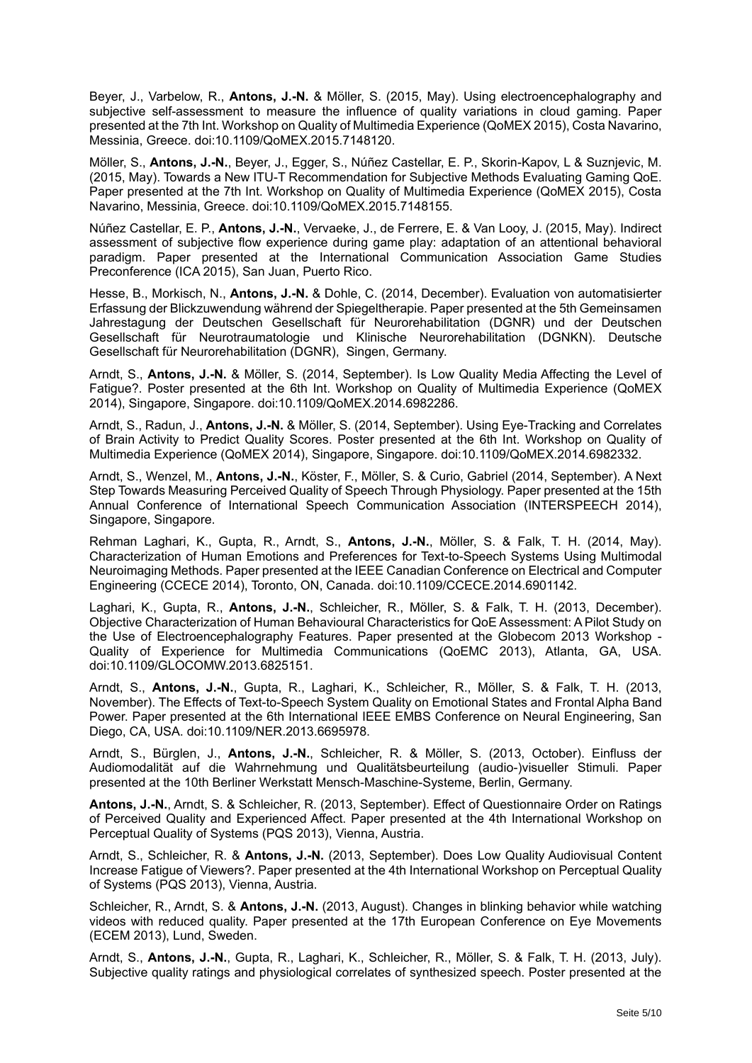Beyer, J., Varbelow, R., **Antons, J.-N.** & Möller, S. (2015, May). Using electroencephalography and subjective self-assessment to measure the influence of quality variations in cloud gaming. Paper presented at the 7th Int. Workshop on Quality of Multimedia Experience (QoMEX 2015), Costa Navarino, Messinia, Greece. doi:10.1109/QoMEX.2015.7148120.

Möller, S., **Antons, J.-N.**, Beyer, J., Egger, S., Núñez Castellar, E. P., Skorin-Kapov, L & Suznjevic, M. (2015, May). Towards a New ITU-T Recommendation for Subjective Methods Evaluating Gaming QoE. Paper presented at the 7th Int. Workshop on Quality of Multimedia Experience (QoMEX 2015), Costa Navarino, Messinia, Greece. doi:10.1109/QoMEX.2015.7148155.

Núñez Castellar, E. P., **Antons, J.-N.**, Vervaeke, J., de Ferrere, E. & Van Looy, J. (2015, May). Indirect assessment of subjective flow experience during game play: adaptation of an attentional behavioral paradigm. Paper presented at the International Communication Association Game Studies Preconference (ICA 2015), San Juan, Puerto Rico.

Hesse, B., Morkisch, N., **Antons, J.-N.** & Dohle, C. (2014, December). Evaluation von automatisierter Erfassung der Blickzuwendung während der Spiegeltherapie. Paper presented at the 5th Gemeinsamen Jahrestagung der Deutschen Gesellschaft für Neurorehabilitation (DGNR) und der Deutschen Gesellschaft für Neurotraumatologie und Klinische Neurorehabilitation (DGNKN). Deutsche Gesellschaft für Neurorehabilitation (DGNR), Singen, Germany.

Arndt, S., **Antons, J.-N.** & Möller, S. (2014, September). Is Low Quality Media Affecting the Level of Fatigue?. Poster presented at the 6th Int. Workshop on Quality of Multimedia Experience (QoMEX 2014), Singapore, Singapore. doi:10.1109/QoMEX.2014.6982286.

Arndt, S., Radun, J., **Antons, J.-N.** & Möller, S. (2014, September). Using Eye-Tracking and Correlates of Brain Activity to Predict Quality Scores. Poster presented at the 6th Int. Workshop on Quality of Multimedia Experience (QoMEX 2014), Singapore, Singapore. doi:10.1109/QoMEX.2014.6982332.

Arndt, S., Wenzel, M., **Antons, J.-N.**, Köster, F., Möller, S. & Curio, Gabriel (2014, September). A Next Step Towards Measuring Perceived Quality of Speech Through Physiology. Paper presented at the 15th Annual Conference of International Speech Communication Association (INTERSPEECH 2014), Singapore, Singapore.

Rehman Laghari, K., Gupta, R., Arndt, S., **Antons, J.-N.**, Möller, S. & Falk, T. H. (2014, May). Characterization of Human Emotions and Preferences for Text-to-Speech Systems Using Multimodal Neuroimaging Methods. Paper presented at the IEEE Canadian Conference on Electrical and Computer Engineering (CCECE 2014), Toronto, ON, Canada. doi:10.1109/CCECE.2014.6901142.

Laghari, K., Gupta, R., **Antons, J.-N.**, Schleicher, R., Möller, S. & Falk, T. H. (2013, December). Objective Characterization of Human Behavioural Characteristics for QoE Assessment: A Pilot Study on the Use of Electroencephalography Features. Paper presented at the Globecom 2013 Workshop - Quality of Experience for Multimedia Communications (QoEMC 2013), Atlanta, GA, USA. doi:10.1109/GLOCOMW.2013.6825151.

Arndt, S., **Antons, J.-N.**, Gupta, R., Laghari, K., Schleicher, R., Möller, S. & Falk, T. H. (2013, November). The Effects of Text-to-Speech System Quality on Emotional States and Frontal Alpha Band Power. Paper presented at the 6th International IEEE EMBS Conference on Neural Engineering, San Diego, CA, USA. doi:10.1109/NER.2013.6695978.

Arndt, S., Bürglen, J., **Antons, J.-N.**, Schleicher, R. & Möller, S. (2013, October). Einfluss der Audiomodalität auf die Wahrnehmung und Qualitätsbeurteilung (audio-)visueller Stimuli. Paper presented at the 10th Berliner Werkstatt Mensch-Maschine-Systeme, Berlin, Germany.

**Antons, J.-N.**, Arndt, S. & Schleicher, R. (2013, September). Effect of Questionnaire Order on Ratings of Perceived Quality and Experienced Affect. Paper presented at the 4th International Workshop on Perceptual Quality of Systems (PQS 2013), Vienna, Austria.

Arndt, S., Schleicher, R. & **Antons, J.-N.** (2013, September). Does Low Quality Audiovisual Content Increase Fatigue of Viewers?. Paper presented at the 4th International Workshop on Perceptual Quality of Systems (PQS 2013), Vienna, Austria.

Schleicher, R., Arndt, S. & **Antons, J.-N.** (2013, August). Changes in blinking behavior while watching videos with reduced quality. Paper presented at the 17th European Conference on Eye Movements (ECEM 2013), Lund, Sweden.

Arndt, S., **Antons, J.-N.**, Gupta, R., Laghari, K., Schleicher, R., Möller, S. & Falk, T. H. (2013, July). Subjective quality ratings and physiological correlates of synthesized speech. Poster presented at the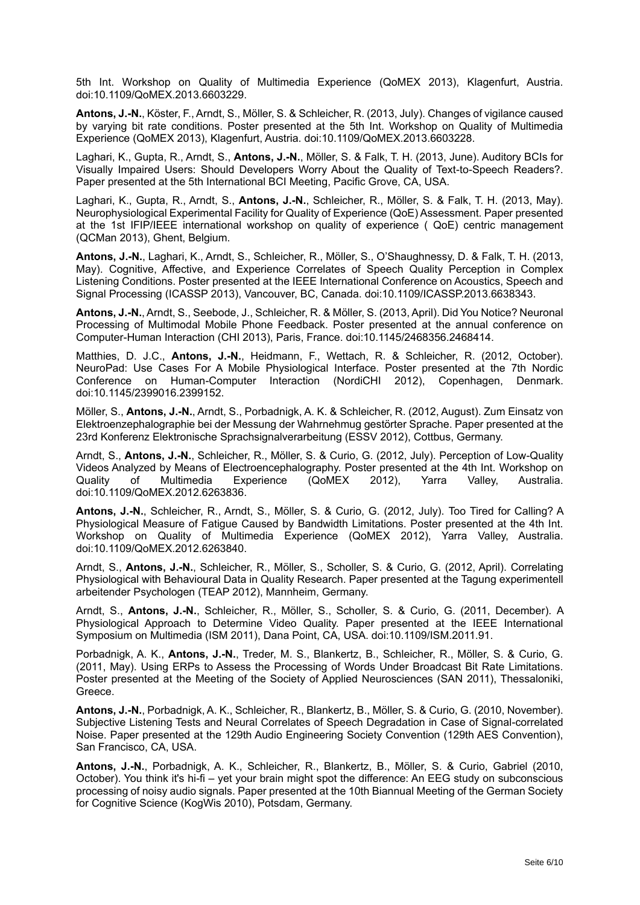5th Int. Workshop on Quality of Multimedia Experience (QoMEX 2013), Klagenfurt, Austria. doi:10.1109/QoMEX.2013.6603229.

**Antons, J.-N.**, Köster, F., Arndt, S., Möller, S. & Schleicher, R. (2013, July). Changes of vigilance caused by varying bit rate conditions. Poster presented at the 5th Int. Workshop on Quality of Multimedia Experience (QoMEX 2013), Klagenfurt, Austria. doi:10.1109/QoMEX.2013.6603228.

Laghari, K., Gupta, R., Arndt, S., **Antons, J.-N.**, Möller, S. & Falk, T. H. (2013, June). Auditory BCIs for Visually Impaired Users: Should Developers Worry About the Quality of Text-to-Speech Readers?. Paper presented at the 5th International BCI Meeting, Pacific Grove, CA, USA.

Laghari, K., Gupta, R., Arndt, S., **Antons, J.-N.**, Schleicher, R., Möller, S. & Falk, T. H. (2013, May). Neurophysiological Experimental Facility for Quality of Experience (QoE) Assessment. Paper presented at the 1st IFIP/IEEE international workshop on quality of experience ( QoE) centric management (QCMan 2013), Ghent, Belgium.

**Antons, J.-N.**, Laghari, K., Arndt, S., Schleicher, R., Möller, S., O'Shaughnessy, D. & Falk, T. H. (2013, May). Cognitive, Affective, and Experience Correlates of Speech Quality Perception in Complex Listening Conditions. Poster presented at the IEEE International Conference on Acoustics, Speech and Signal Processing (ICASSP 2013), Vancouver, BC, Canada. doi:10.1109/ICASSP.2013.6638343.

**Antons, J.-N.**, Arndt, S., Seebode, J., Schleicher, R. & Möller, S. (2013, April). Did You Notice? Neuronal Processing of Multimodal Mobile Phone Feedback. Poster presented at the annual conference on Computer-Human Interaction (CHI 2013), Paris, France. doi:10.1145/2468356.2468414.

Matthies, D. J.C., **Antons, J.-N.**, Heidmann, F., Wettach, R. & Schleicher, R. (2012, October). NeuroPad: Use Cases For A Mobile Physiological Interface. Poster presented at the 7th Nordic Conference on Human-Computer Interaction (NordiCHI 2012), Copenhagen, Denmark. doi:10.1145/2399016.2399152.

Möller, S., **Antons, J.-N.**, Arndt, S., Porbadnigk, A. K. & Schleicher, R. (2012, August). Zum Einsatz von Elektroenzephalographie bei der Messung der Wahrnehmug gestörter Sprache. Paper presented at the 23rd Konferenz Elektronische Sprachsignalverarbeitung (ESSV 2012), Cottbus, Germany.

Arndt, S., **Antons, J.-N.**, Schleicher, R., Möller, S. & Curio, G. (2012, July). Perception of Low-Quality Videos Analyzed by Means of Electroencephalography. Poster presented at the 4th Int. Workshop on Quality of Multimedia Experience (QoMEX 2012), Yarra Valley, Australia. doi:10.1109/QoMEX.2012.6263836.

**Antons, J.-N.**, Schleicher, R., Arndt, S., Möller, S. & Curio, G. (2012, July). Too Tired for Calling? A Physiological Measure of Fatigue Caused by Bandwidth Limitations. Poster presented at the 4th Int. Workshop on Quality of Multimedia Experience (QoMEX 2012), Yarra Valley, Australia. doi:10.1109/QoMEX.2012.6263840.

Arndt, S., **Antons, J.-N.**, Schleicher, R., Möller, S., Scholler, S. & Curio, G. (2012, April). Correlating Physiological with Behavioural Data in Quality Research. Paper presented at the Tagung experimentell arbeitender Psychologen (TEAP 2012), Mannheim, Germany.

Arndt, S., **Antons, J.-N.**, Schleicher, R., Möller, S., Scholler, S. & Curio, G. (2011, December). A Physiological Approach to Determine Video Quality. Paper presented at the IEEE International Symposium on Multimedia (ISM 2011), Dana Point, CA, USA. doi:10.1109/ISM.2011.91.

Porbadnigk, A. K., **Antons, J.-N.**, Treder, M. S., Blankertz, B., Schleicher, R., Möller, S. & Curio, G. (2011, May). Using ERPs to Assess the Processing of Words Under Broadcast Bit Rate Limitations. Poster presented at the Meeting of the Society of Applied Neurosciences (SAN 2011), Thessaloniki, Greece.

**Antons, J.-N.**, Porbadnigk, A. K., Schleicher, R., Blankertz, B., Möller, S. & Curio, G. (2010, November). Subjective Listening Tests and Neural Correlates of Speech Degradation in Case of Signal-correlated Noise. Paper presented at the 129th Audio Engineering Society Convention (129th AES Convention), San Francisco, CA, USA.

**Antons, J.-N.**, Porbadnigk, A. K., Schleicher, R., Blankertz, B., Möller, S. & Curio, Gabriel (2010, October). You think it's hi-fi – yet your brain might spot the difference: An EEG study on subconscious processing of noisy audio signals. Paper presented at the 10th Biannual Meeting of the German Society for Cognitive Science (KogWis 2010), Potsdam, Germany.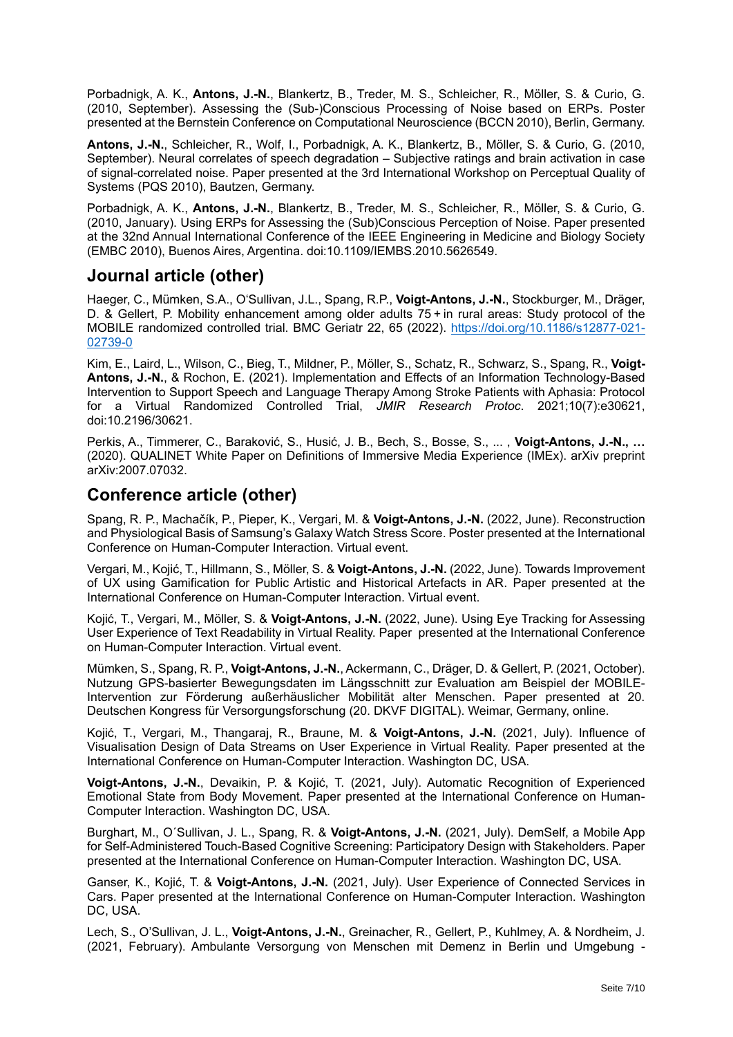Porbadnigk, A. K., **Antons, J.-N.**, Blankertz, B., Treder, M. S., Schleicher, R., Möller, S. & Curio, G. (2010, September). Assessing the (Sub-)Conscious Processing of Noise based on ERPs. Poster presented at the Bernstein Conference on Computational Neuroscience (BCCN 2010), Berlin, Germany.

**Antons, J.-N.**, Schleicher, R., Wolf, I., Porbadnigk, A. K., Blankertz, B., Möller, S. & Curio, G. (2010, September). Neural correlates of speech degradation – Subjective ratings and brain activation in case of signal-correlated noise. Paper presented at the 3rd International Workshop on Perceptual Quality of Systems (PQS 2010), Bautzen, Germany.

Porbadnigk, A. K., **Antons, J.-N.**, Blankertz, B., Treder, M. S., Schleicher, R., Möller, S. & Curio, G. (2010, January). Using ERPs for Assessing the (Sub)Conscious Perception of Noise. Paper presented at the 32nd Annual International Conference of the IEEE Engineering in Medicine and Biology Society (EMBC 2010), Buenos Aires, Argentina. doi:10.1109/IEMBS.2010.5626549.

## Journal article (other)

Haeger, C., Mümken, S.A., O'Sullivan, J.L., Spang, R.P., **Voigt-Antons, J.-N.**, Stockburger, M., Dräger, D. & Gellert, P. Mobility enhancement among older adults 75 + in rural areas: Study protocol of the MOBILE randomized controlled trial. BMC Geriatr 22, 65 (2022). https://doi.org/10.1186/s12877-021-02739-0

Kim, E., Laird, L., Wilson, C., Bieg, T., Mildner, P., Möller, S., Schatz, R., Schwarz, S., Spang, R., **Voigt-Antons, J.-N.**, & Rochon, E. (2021). Implementation and Effects of an Information Technology-Based Intervention to Support Speech and Language Therapy Among Stroke Patients with Aphasia: Protocol for a Virtual Randomized Controlled Trial, *JMIR Research Protoc*. 2021;10(7):e30621, doi:10.2196/30621.

Perkis, A., Timmerer, C., Baraković, S., Husić, J. B., Bech, S., Bosse, S., ... , **Voigt-Antons, J.-N., …** (2020). QUALINET White Paper on Definitions of Immersive Media Experience (IMEx). arXiv preprint arXiv:2007.07032.

## Conference article (other)

Spang, R. P., Machačík, P., Pieper, K., Vergari, M. & **Voigt-Antons, J.-N.** (2022, June). Reconstruction and Physiological Basis of Samsung's Galaxy Watch Stress Score. Poster presented at the International Conference on Human-Computer Interaction. Virtual event.

Vergari, M., Kojić, T., Hillmann, S., Möller, S. & **Voigt-Antons, J.-N.** (2022, June). Towards Improvement of UX using Gamification for Public Artistic and Historical Artefacts in AR. Paper presented at the International Conference on Human-Computer Interaction. Virtual event.

Kojić, T., Vergari, M., Möller, S. & **Voigt-Antons, J.-N.** (2022, June). Using Eye Tracking for Assessing User Experience of Text Readability in Virtual Reality. Paper presented at the International Conference on Human-Computer Interaction. Virtual event.

Mümken, S., Spang, R. P., **Voigt-Antons, J.-N.**, Ackermann, C., Dräger, D. & Gellert, P. (2021, October). Nutzung GPS-basierter Bewegungsdaten im Längsschnitt zur Evaluation am Beispiel der MOBILE-Intervention zur Förderung außerhäuslicher Mobilität alter Menschen. Paper presented at 20. Deutschen Kongress für Versorgungsforschung (20. DKVF DIGITAL). Weimar, Germany, online.

Kojić, T., Vergari, M., Thangaraj, R., Braune, M. & **Voigt-Antons, J.-N.** (2021, July). Influence of Visualisation Design of Data Streams on User Experience in Virtual Reality. Paper presented at the International Conference on Human-Computer Interaction. Washington DC, USA.

**Voigt-Antons, J.-N.**, Devaikin, P. & Kojić, T. (2021, July). Automatic Recognition of Experienced Emotional State from Body Movement. Paper presented at the International Conference on Human-Computer Interaction. Washington DC, USA.

Burghart, M., O´Sullivan, J. L., Spang, R. & **Voigt-Antons, J.-N.** (2021, July). DemSelf, a Mobile App for Self-Administered Touch-Based Cognitive Screening: Participatory Design with Stakeholders. Paper presented at the International Conference on Human-Computer Interaction. Washington DC, USA.

Ganser, K., Kojić, T. & **Voigt-Antons, J.-N.** (2021, July). User Experience of Connected Services in Cars. Paper presented at the International Conference on Human-Computer Interaction. Washington DC, USA.

Lech, S., O'Sullivan, J. L., **Voigt-Antons, J.-N.**, Greinacher, R., Gellert, P., Kuhlmey, A. & Nordheim, J. (2021, February). Ambulante Versorgung von Menschen mit Demenz in Berlin und Umgebung -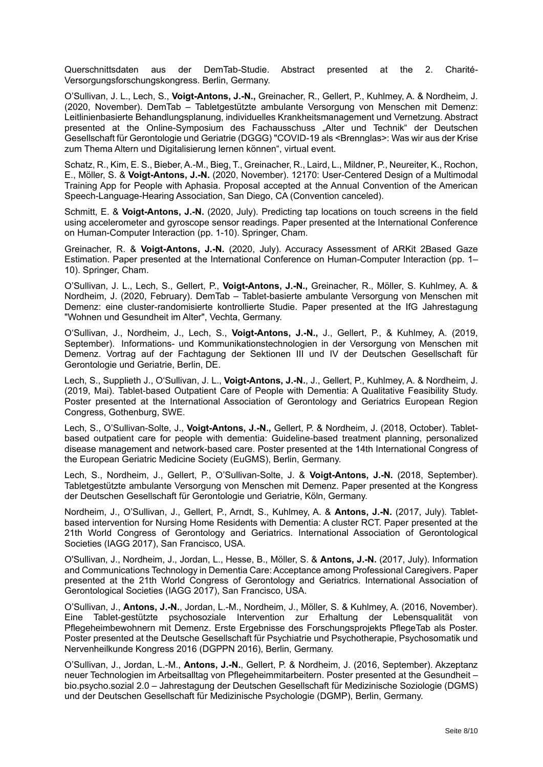Querschnittsdaten aus der DemTab-Studie. Abstract presented at the 2. Charité-Versorgungsforschungskongress. Berlin, Germany.

O'Sullivan, J. L., Lech, S., **Voigt-Antons, J.-N.,** Greinacher, R., Gellert, P., Kuhlmey, A. & Nordheim, J. (2020, November). DemTab – Tabletgestützte ambulante Versorgung von Menschen mit Demenz: Leitlinienbasierte Behandlungsplanung, individuelles Krankheitsmanagement und Vernetzung. Abstract presented at the Online-Symposium des Fachausschuss „Alter und Technik" der Deutschen Gesellschaft für Gerontologie und Geriatrie (DGGG) "COVID-19 als <Brennglas>: Was wir aus der Krise zum Thema Altern und Digitalisierung lernen können", virtual event.

Schatz, R., Kim, E. S., Bieber, A.-M., Bieg, T., Greinacher, R., Laird, L., Mildner, P., Neureiter, K., Rochon, E., Möller, S. & **Voigt-Antons, J.-N.** (2020, November). 12170: User-Centered Design of a Multimodal Training App for People with Aphasia. Proposal accepted at the Annual Convention of the American Speech-Language-Hearing Association, San Diego, CA (Convention canceled).

Schmitt, E. & **Voigt-Antons, J.-N.** (2020, July). Predicting tap locations on touch screens in the field using accelerometer and gyroscope sensor readings. Paper presented at the International Conference on Human-Computer Interaction (pp. 1-10). Springer, Cham.

Greinacher, R. & **Voigt-Antons, J.-N.** (2020, July). Accuracy Assessment of ARKit 2Based Gaze Estimation. Paper presented at the International Conference on Human-Computer Interaction (pp. 1–10). Springer, Cham.

O'Sullivan, J. L., Lech, S., Gellert, P., **Voigt-Antons, J.-N.,** Greinacher, R., Möller, S. Kuhlmey, A. & Nordheim, J. (2020, February). DemTab – Tablet-basierte ambulante Versorgung von Menschen mit Demenz: eine cluster-randomisierte kontrollierte Studie. Paper presented at the IfG Jahrestagung "Wohnen und Gesundheit im Alter", Vechta, Germany.

O'Sullivan, J., Nordheim, J., Lech, S., **Voigt-Antons, J.-N.,** J., Gellert, P., & Kuhlmey, A. (2019, September). Informations- und Kommunikationstechnologien in der Versorgung von Menschen mit Demenz. Vortrag auf der Fachtagung der Sektionen III und IV der Deutschen Gesellschaft für Gerontologie und Geriatrie, Berlin, DE.

Lech, S., Supplieth J., O'Sullivan, J. L., **Voigt-Antons, J.-N.**, J., Gellert, P., Kuhlmey, A. & Nordheim, J. (2019, Mai). Tablet-based Outpatient Care of People with Dementia: A Qualitative Feasibility Study. Poster presented at the International Association of Gerontology and Geriatrics European Region Congress, Gothenburg, SWE.

Lech, S., O'Sullivan-Solte, J., **Voigt-Antons, J.-N.,** Gellert, P. & Nordheim, J. (2018, October). Tablet-based outpatient care for people with dementia: Guideline-based treatment planning, personalized disease management and network-based care. Poster presented at the 14th International Congress of the European Geriatric Medicine Society (EuGMS), Berlin, Germany.

Lech, S., Nordheim, J., Gellert, P., O'Sullivan-Solte, J. & **Voigt-Antons, J.-N.** (2018, September). Tabletgestützte ambulante Versorgung von Menschen mit Demenz. Paper presented at the Kongress der Deutschen Gesellschaft für Gerontologie und Geriatrie, Köln, Germany.

Nordheim, J., O'Sullivan, J., Gellert, P., Arndt, S., Kuhlmey, A. & **Antons, J.-N.** (2017, July). Tablet-based intervention for Nursing Home Residents with Dementia: A cluster RCT. Paper presented at the 21th World Congress of Gerontology and Geriatrics. International Association of Gerontological Societies (IAGG 2017), San Francisco, USA.

O'Sullivan, J., Nordheim, J., Jordan, L., Hesse, B., Möller, S. & **Antons, J.-N.** (2017, July). Information and Communications Technology in Dementia Care: Acceptance among Professional Caregivers. Paper presented at the 21th World Congress of Gerontology and Geriatrics. International Association of Gerontological Societies (IAGG 2017), San Francisco, USA.

O'Sullivan, J., **Antons, J.-N.**, Jordan, L.-M., Nordheim, J., Möller, S. & Kuhlmey, A. (2016, November). Eine Tablet-gestützte psychosoziale Intervention zur Erhaltung der Lebensqualität von Pflegeheimbewohnern mit Demenz. Erste Ergebnisse des Forschungsprojekts PflegeTab als Poster. Poster presented at the Deutsche Gesellschaft für Psychiatrie und Psychotherapie, Psychosomatik und Nervenheilkunde Kongress 2016 (DGPPN 2016), Berlin, Germany.

O'Sullivan, J., Jordan, L.-M., **Antons, J.-N.**, Gellert, P. & Nordheim, J. (2016, September). Akzeptanz neuer Technologien im Arbeitsalltag von Pflegeheimmitarbeitern. Poster presented at the Gesundheit – bio.psycho.sozial 2.0 – Jahrestagung der Deutschen Gesellschaft für Medizinische Soziologie (DGMS) und der Deutschen Gesellschaft für Medizinische Psychologie (DGMP), Berlin, Germany.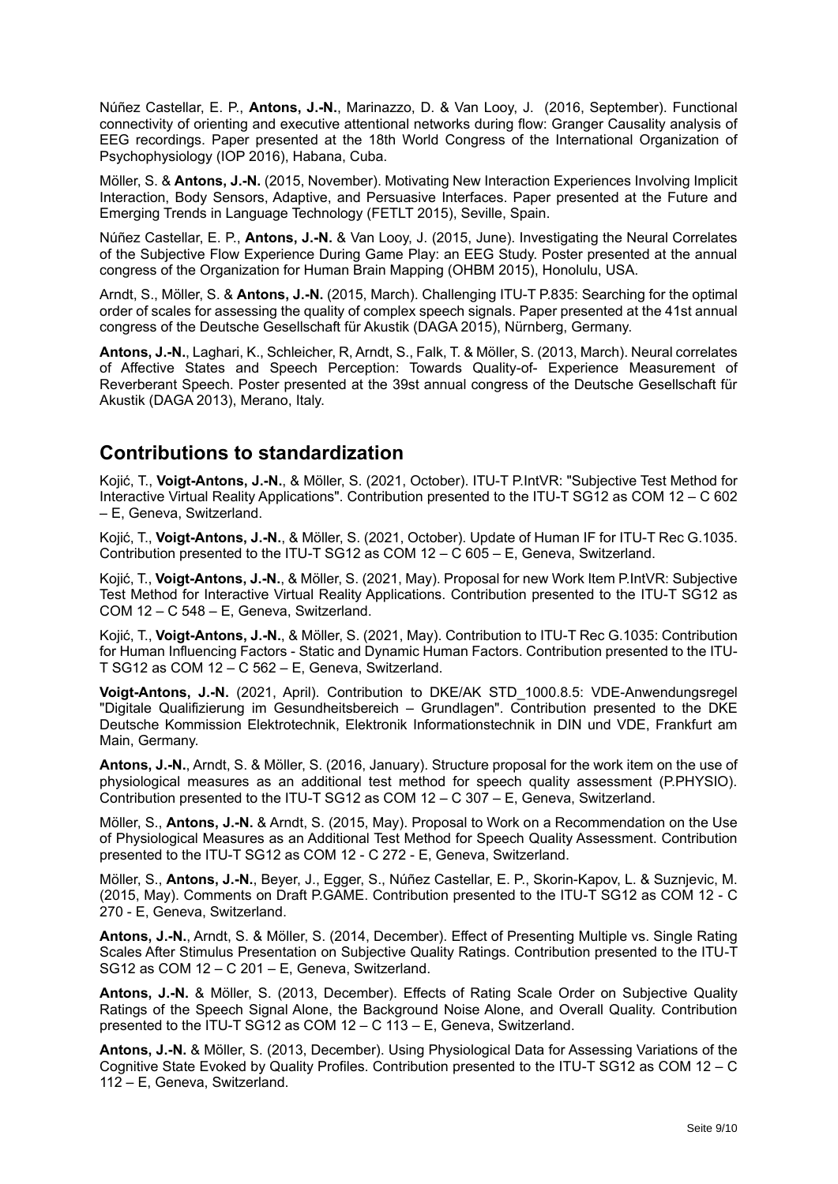Núñez Castellar, E. P., **Antons, J.-N.**, Marinazzo, D. & Van Looy, J. (2016, September). Functional connectivity of orienting and executive attentional networks during flow: Granger Causality analysis of EEG recordings. Paper presented at the 18th World Congress of the International Organization of Psychophysiology (IOP 2016), Habana, Cuba.

Möller, S. & **Antons, J.-N.** (2015, November). Motivating New Interaction Experiences Involving Implicit Interaction, Body Sensors, Adaptive, and Persuasive Interfaces. Paper presented at the Future and Emerging Trends in Language Technology (FETLT 2015), Seville, Spain.

Núñez Castellar, E. P., **Antons, J.-N.** & Van Looy, J. (2015, June). Investigating the Neural Correlates of the Subjective Flow Experience During Game Play: an EEG Study. Poster presented at the annual congress of the Organization for Human Brain Mapping (OHBM 2015), Honolulu, USA.

Arndt, S., Möller, S. & **Antons, J.-N.** (2015, March). Challenging ITU-T P.835: Searching for the optimal order of scales for assessing the quality of complex speech signals. Paper presented at the 41st annual congress of the Deutsche Gesellschaft für Akustik (DAGA 2015), Nürnberg, Germany.

**Antons, J.-N.**, Laghari, K., Schleicher, R, Arndt, S., Falk, T. & Möller, S. (2013, March). Neural correlates of Affective States and Speech Perception: Towards Quality-of- Experience Measurement of Reverberant Speech. Poster presented at the 39st annual congress of the Deutsche Gesellschaft für Akustik (DAGA 2013), Merano, Italy.

## Contributions to standardization

Kojić, T., **Voigt-Antons, J.-N.**, & Möller, S. (2021, October). ITU-T P.IntVR: "Subjective Test Method for Interactive Virtual Reality Applications". Contribution presented to the ITU-T SG12 as COM 12 – C 602 – E, Geneva, Switzerland.

Kojić, T., **Voigt-Antons, J.-N.**, & Möller, S. (2021, October). Update of Human IF for ITU-T Rec G.1035. Contribution presented to the ITU-T SG12 as COM 12 – C 605 – E, Geneva, Switzerland.

Kojić, T., **Voigt-Antons, J.-N.**, & Möller, S. (2021, May). Proposal for new Work Item P.IntVR: Subjective Test Method for Interactive Virtual Reality Applications. Contribution presented to the ITU-T SG12 as COM 12 – C 548 – E, Geneva, Switzerland.

Kojić, T., **Voigt-Antons, J.-N.**, & Möller, S. (2021, May). Contribution to ITU-T Rec G.1035: Contribution for Human Influencing Factors - Static and Dynamic Human Factors. Contribution presented to the ITU-T SG12 as COM 12 – C 562 – E, Geneva, Switzerland.

**Voigt-Antons, J.-N.** (2021, April). Contribution to DKE/AK STD_1000.8.5: VDE-Anwendungsregel "Digitale Qualifizierung im Gesundheitsbereich – Grundlagen". Contribution presented to the DKE Deutsche Kommission Elektrotechnik, Elektronik Informationstechnik in DIN und VDE, Frankfurt am Main, Germany.

**Antons, J.-N.**, Arndt, S. & Möller, S. (2016, January). Structure proposal for the work item on the use of physiological measures as an additional test method for speech quality assessment (P.PHYSIO). Contribution presented to the ITU-T SG12 as COM 12 – C 307 – E, Geneva, Switzerland.

Möller, S., **Antons, J.-N.** & Arndt, S. (2015, May). Proposal to Work on a Recommendation on the Use of Physiological Measures as an Additional Test Method for Speech Quality Assessment. Contribution presented to the ITU-T SG12 as COM 12 - C 272 - E, Geneva, Switzerland.

Möller, S., **Antons, J.-N.**, Beyer, J., Egger, S., Núñez Castellar, E. P., Skorin-Kapov, L. & Suznjevic, M. (2015, May). Comments on Draft P.GAME. Contribution presented to the ITU-T SG12 as COM 12 - C 270 - E, Geneva, Switzerland.

**Antons, J.-N.**, Arndt, S. & Möller, S. (2014, December). Effect of Presenting Multiple vs. Single Rating Scales After Stimulus Presentation on Subjective Quality Ratings. Contribution presented to the ITU-T SG12 as COM 12 – C 201 – E, Geneva, Switzerland.

**Antons, J.-N.** & Möller, S. (2013, December). Effects of Rating Scale Order on Subjective Quality Ratings of the Speech Signal Alone, the Background Noise Alone, and Overall Quality. Contribution presented to the ITU-T SG12 as COM 12 – C 113 – E, Geneva, Switzerland.

**Antons, J.-N.** & Möller, S. (2013, December). Using Physiological Data for Assessing Variations of the Cognitive State Evoked by Quality Profiles. Contribution presented to the ITU-T SG12 as COM 12 – C 112 – E, Geneva, Switzerland.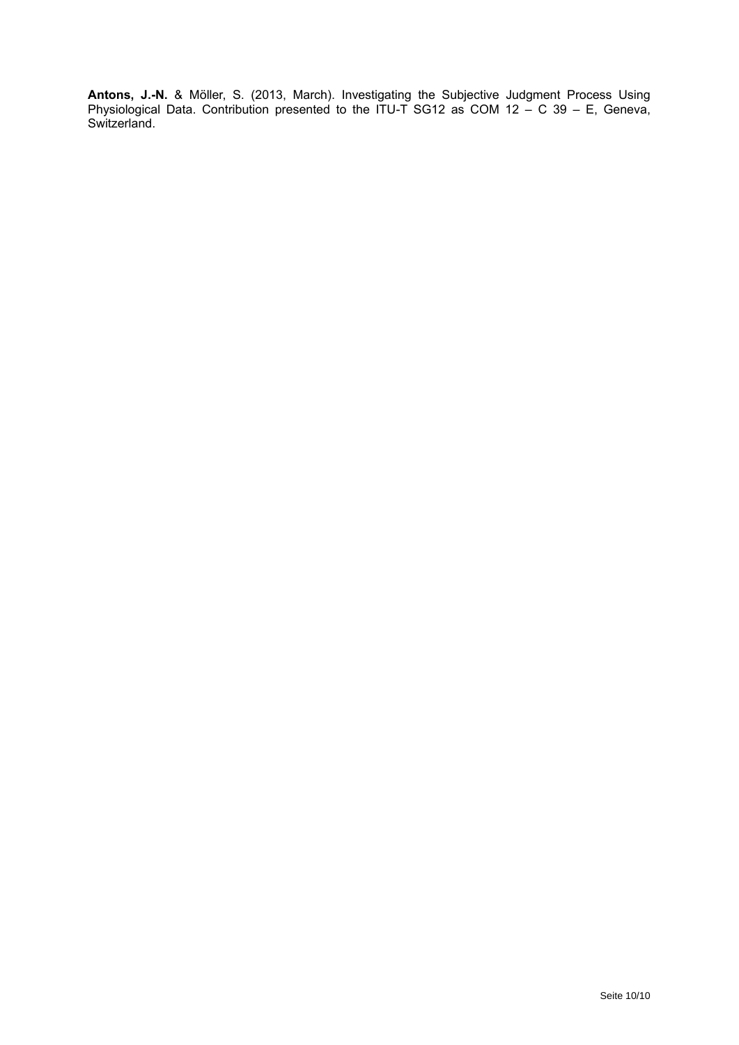**Antons, J.-N.** & Möller, S. (2013, March). Investigating the Subjective Judgment Process Using Physiological Data. Contribution presented to the ITU-T SG12 as COM 12 – C 39 – E, Geneva, Switzerland.